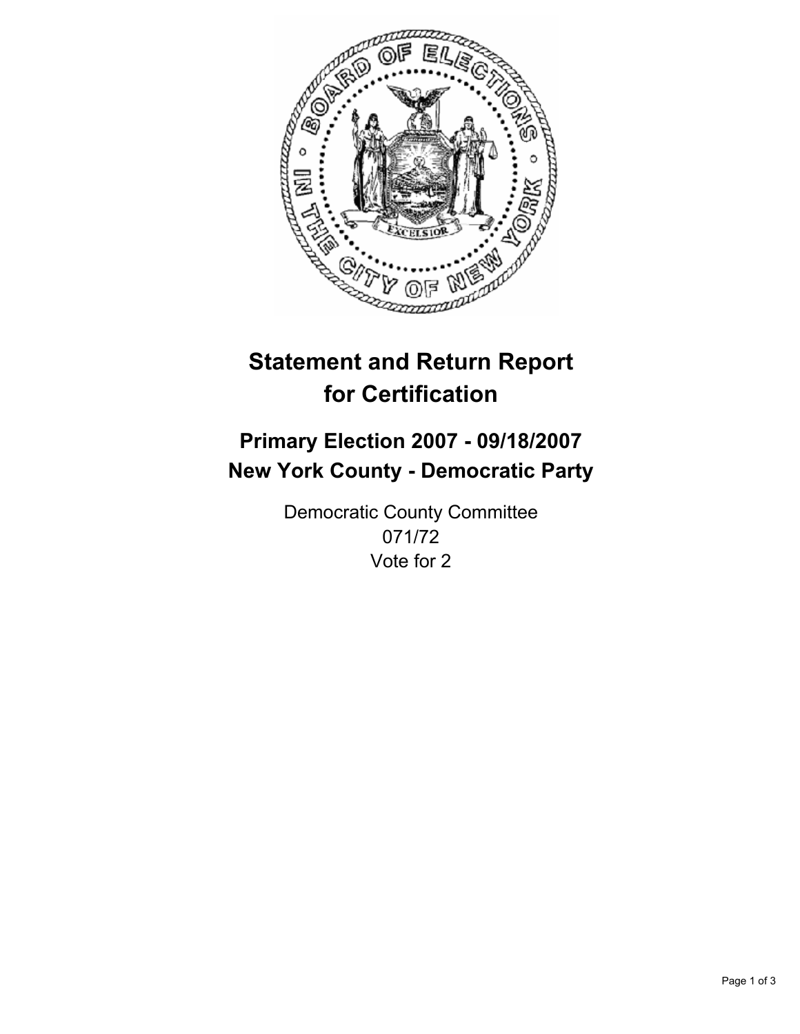# Statement and Return Report for Certification

## Primary Election 2007 - 09/18/2007
## New York County - Democratic Party

Democratic County Committee
071/72
Vote for 2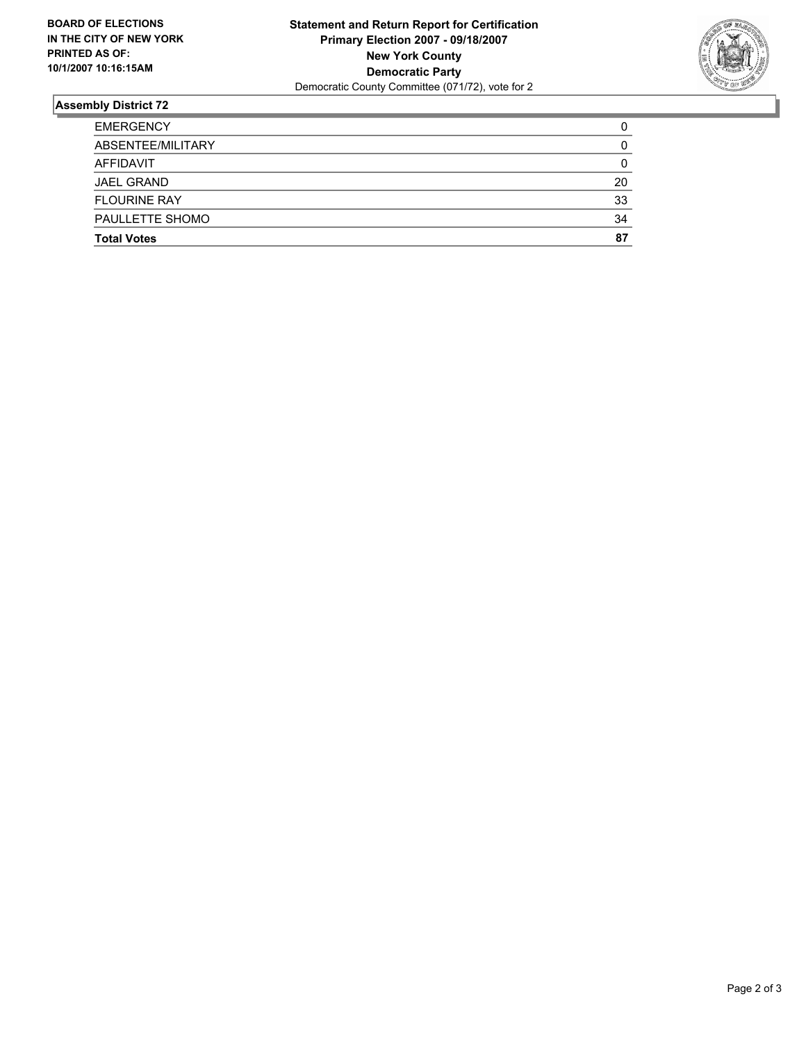**BOARD OF ELECTIONS IN THE CITY OF NEW YORK PRINTED AS OF: 10/1/2007 10:16:15AM**

**Statement and Return Report for Certification**
**Primary Election 2007 - 09/18/2007**
**New York County**
**Democratic Party**
Democratic County Committee (071/72), vote for 2

### Assembly District 72

| | |
|---|---|
| EMERGENCY | 0 |
| ABSENTEE/MILITARY | 0 |
| AFFIDAVIT | 0 |
| JAEL GRAND | 20 |
| FLOURINE RAY | 33 |
| PAULLETTE SHOMO | 34 |
| **Total Votes** | **87** |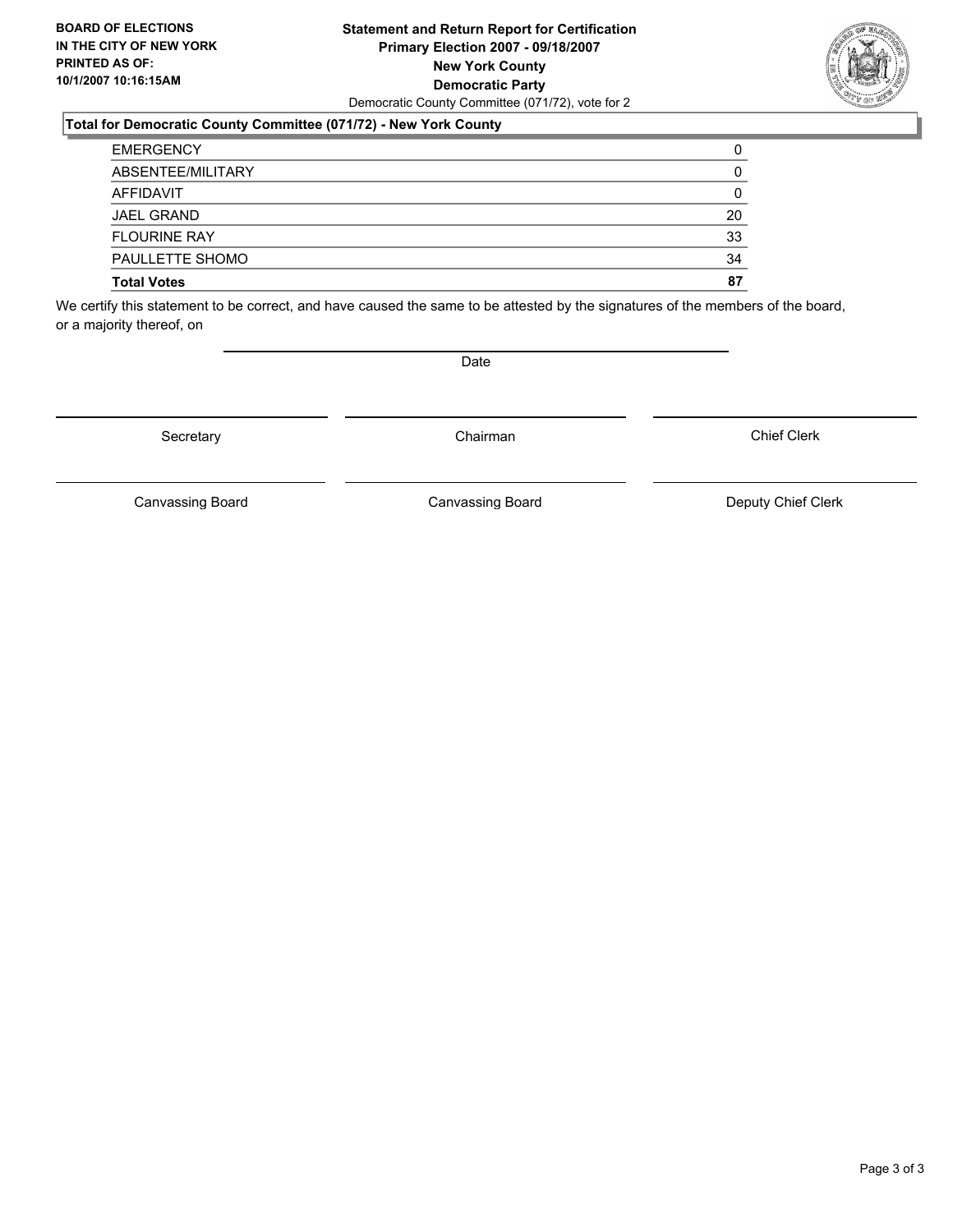**BOARD OF ELECTIONS IN THE CITY OF NEW YORK PRINTED AS OF: 10/1/2007 10:16:15AM**

**Statement and Return Report for Certification**
**Primary Election 2007 - 09/18/2007**
**New York County**
**Democratic Party**
Democratic County Committee (071/72), vote for 2

**Total for Democratic County Committee (071/72) - New York County**

| | |
|---|---|
| EMERGENCY | 0 |
| ABSENTEE/MILITARY | 0 |
| AFFIDAVIT | 0 |
| JAEL GRAND | 20 |
| FLOURINE RAY | 33 |
| PAULLETTE SHOMO | 34 |
| **Total Votes** | **87** |

We certify this statement to be correct, and have caused the same to be attested by the signatures of the members of the board, or a majority thereof, on

Date

Secretary | Chairman | Chief Clerk

Canvassing Board | Canvassing Board | Deputy Chief Clerk